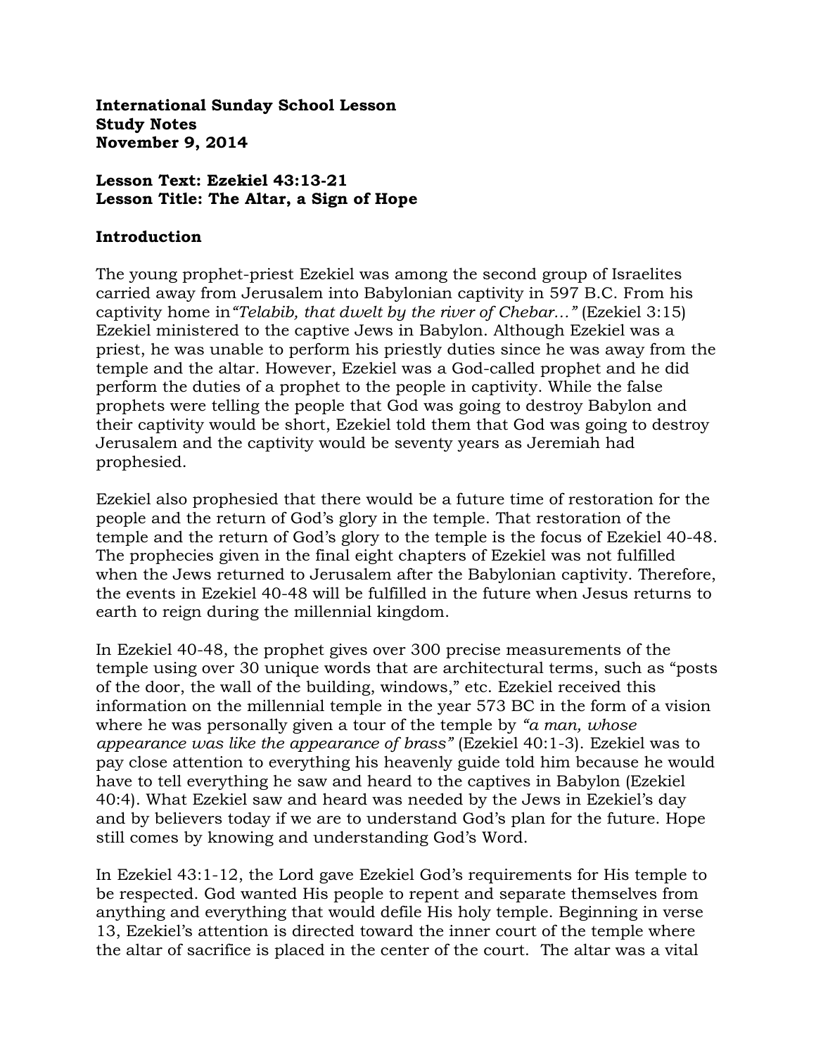**International Sunday School Lesson**
**Study Notes**
**November 9, 2014**

**Lesson Text: Ezekiel 43:13-21**
**Lesson Title: The Altar, a Sign of Hope**

**Introduction**

The young prophet-priest Ezekiel was among the second group of Israelites carried away from Jerusalem into Babylonian captivity in 597 B.C. From his captivity home in*"Telabib, that dwelt by the river of Chebar…"* (Ezekiel 3:15) Ezekiel ministered to the captive Jews in Babylon. Although Ezekiel was a priest, he was unable to perform his priestly duties since he was away from the temple and the altar. However, Ezekiel was a God-called prophet and he did perform the duties of a prophet to the people in captivity. While the false prophets were telling the people that God was going to destroy Babylon and their captivity would be short, Ezekiel told them that God was going to destroy Jerusalem and the captivity would be seventy years as Jeremiah had prophesied.

Ezekiel also prophesied that there would be a future time of restoration for the people and the return of God's glory in the temple. That restoration of the temple and the return of God's glory to the temple is the focus of Ezekiel 40-48. The prophecies given in the final eight chapters of Ezekiel was not fulfilled when the Jews returned to Jerusalem after the Babylonian captivity. Therefore, the events in Ezekiel 40-48 will be fulfilled in the future when Jesus returns to earth to reign during the millennial kingdom.

In Ezekiel 40-48, the prophet gives over 300 precise measurements of the temple using over 30 unique words that are architectural terms, such as "posts of the door, the wall of the building, windows," etc. Ezekiel received this information on the millennial temple in the year 573 BC in the form of a vision where he was personally given a tour of the temple by *"a man, whose appearance was like the appearance of brass"* (Ezekiel 40:1-3). Ezekiel was to pay close attention to everything his heavenly guide told him because he would have to tell everything he saw and heard to the captives in Babylon (Ezekiel 40:4). What Ezekiel saw and heard was needed by the Jews in Ezekiel's day and by believers today if we are to understand God's plan for the future. Hope still comes by knowing and understanding God's Word.

In Ezekiel 43:1-12, the Lord gave Ezekiel God's requirements for His temple to be respected. God wanted His people to repent and separate themselves from anything and everything that would defile His holy temple. Beginning in verse 13, Ezekiel's attention is directed toward the inner court of the temple where the altar of sacrifice is placed in the center of the court. The altar was a vital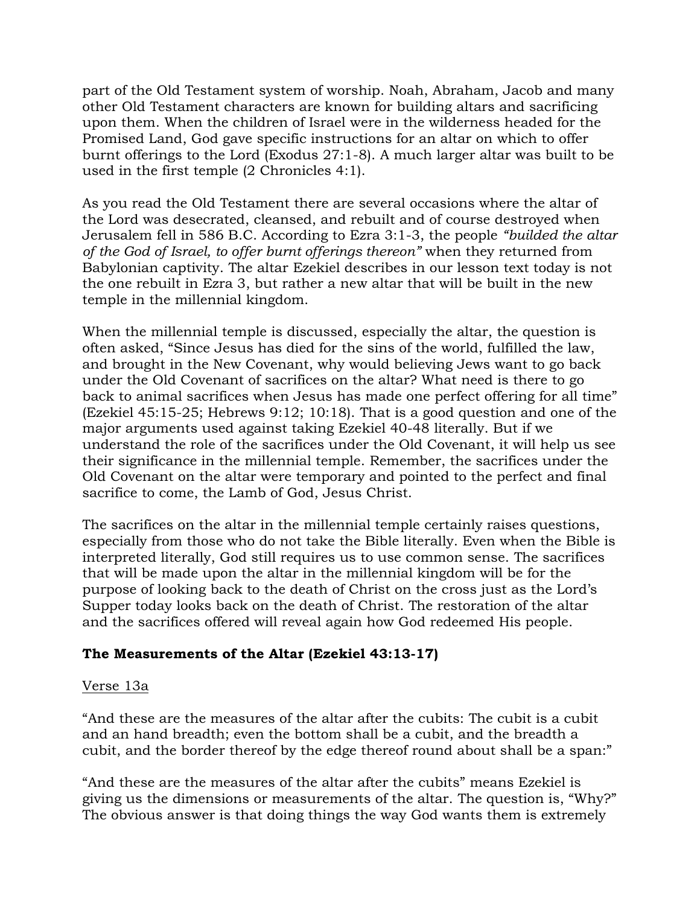part of the Old Testament system of worship. Noah, Abraham, Jacob and many other Old Testament characters are known for building altars and sacrificing upon them. When the children of Israel were in the wilderness headed for the Promised Land, God gave specific instructions for an altar on which to offer burnt offerings to the Lord (Exodus 27:1-8). A much larger altar was built to be used in the first temple (2 Chronicles 4:1).

As you read the Old Testament there are several occasions where the altar of the Lord was desecrated, cleansed, and rebuilt and of course destroyed when Jerusalem fell in 586 B.C. According to Ezra 3:1-3, the people *"builded the altar of the God of Israel, to offer burnt offerings thereon"* when they returned from Babylonian captivity. The altar Ezekiel describes in our lesson text today is not the one rebuilt in Ezra 3, but rather a new altar that will be built in the new temple in the millennial kingdom.

When the millennial temple is discussed, especially the altar, the question is often asked, "Since Jesus has died for the sins of the world, fulfilled the law, and brought in the New Covenant, why would believing Jews want to go back under the Old Covenant of sacrifices on the altar? What need is there to go back to animal sacrifices when Jesus has made one perfect offering for all time" (Ezekiel 45:15-25; Hebrews 9:12; 10:18). That is a good question and one of the major arguments used against taking Ezekiel 40-48 literally. But if we understand the role of the sacrifices under the Old Covenant, it will help us see their significance in the millennial temple. Remember, the sacrifices under the Old Covenant on the altar were temporary and pointed to the perfect and final sacrifice to come, the Lamb of God, Jesus Christ.

The sacrifices on the altar in the millennial temple certainly raises questions, especially from those who do not take the Bible literally. Even when the Bible is interpreted literally, God still requires us to use common sense. The sacrifices that will be made upon the altar in the millennial kingdom will be for the purpose of looking back to the death of Christ on the cross just as the Lord's Supper today looks back on the death of Christ. The restoration of the altar and the sacrifices offered will reveal again how God redeemed His people.

**The Measurements of the Altar (Ezekiel 43:13-17)**

<u>Verse 13a</u>

"And these are the measures of the altar after the cubits: The cubit is a cubit and an hand breadth; even the bottom shall be a cubit, and the breadth a cubit, and the border thereof by the edge thereof round about shall be a span:"

"And these are the measures of the altar after the cubits" means Ezekiel is giving us the dimensions or measurements of the altar. The question is, "Why?" The obvious answer is that doing things the way God wants them is extremely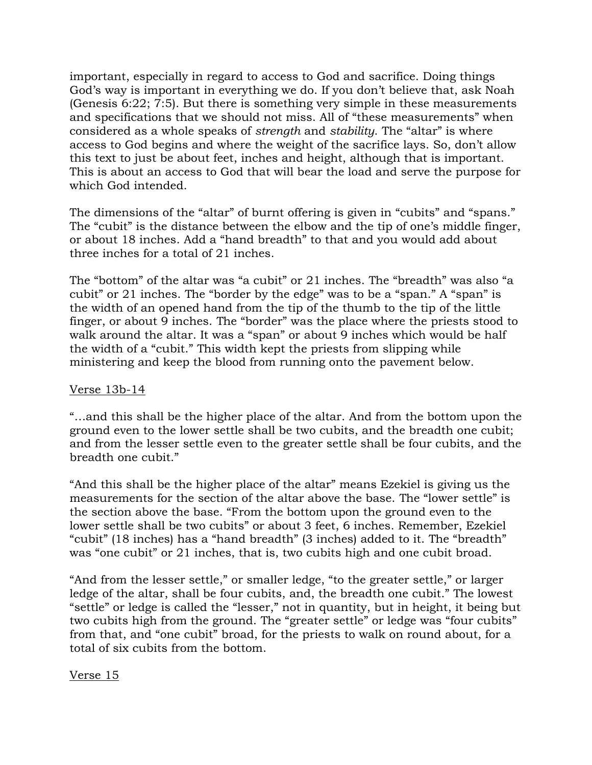important, especially in regard to access to God and sacrifice. Doing things God's way is important in everything we do. If you don't believe that, ask Noah (Genesis 6:22; 7:5). But there is something very simple in these measurements and specifications that we should not miss. All of "these measurements" when considered as a whole speaks of *strength* and *stability*. The "altar" is where access to God begins and where the weight of the sacrifice lays. So, don't allow this text to just be about feet, inches and height, although that is important. This is about an access to God that will bear the load and serve the purpose for which God intended.

The dimensions of the "altar" of burnt offering is given in "cubits" and "spans." The "cubit" is the distance between the elbow and the tip of one's middle finger, or about 18 inches. Add a "hand breadth" to that and you would add about three inches for a total of 21 inches.

The "bottom" of the altar was "a cubit" or 21 inches. The "breadth" was also "a cubit" or 21 inches. The "border by the edge" was to be a "span." A "span" is the width of an opened hand from the tip of the thumb to the tip of the little finger, or about 9 inches. The "border" was the place where the priests stood to walk around the altar. It was a "span" or about 9 inches which would be half the width of a "cubit." This width kept the priests from slipping while ministering and keep the blood from running onto the pavement below.

<u>Verse 13b-14</u>

"…and this shall be the higher place of the altar. And from the bottom upon the ground even to the lower settle shall be two cubits, and the breadth one cubit; and from the lesser settle even to the greater settle shall be four cubits, and the breadth one cubit."

"And this shall be the higher place of the altar" means Ezekiel is giving us the measurements for the section of the altar above the base. The "lower settle" is the section above the base. "From the bottom upon the ground even to the lower settle shall be two cubits" or about 3 feet, 6 inches. Remember, Ezekiel "cubit" (18 inches) has a "hand breadth" (3 inches) added to it. The "breadth" was "one cubit" or 21 inches, that is, two cubits high and one cubit broad.

"And from the lesser settle," or smaller ledge, "to the greater settle," or larger ledge of the altar, shall be four cubits, and, the breadth one cubit." The lowest "settle" or ledge is called the "lesser," not in quantity, but in height, it being but two cubits high from the ground. The "greater settle" or ledge was "four cubits" from that, and "one cubit" broad, for the priests to walk on round about, for a total of six cubits from the bottom.

<u>Verse 15</u>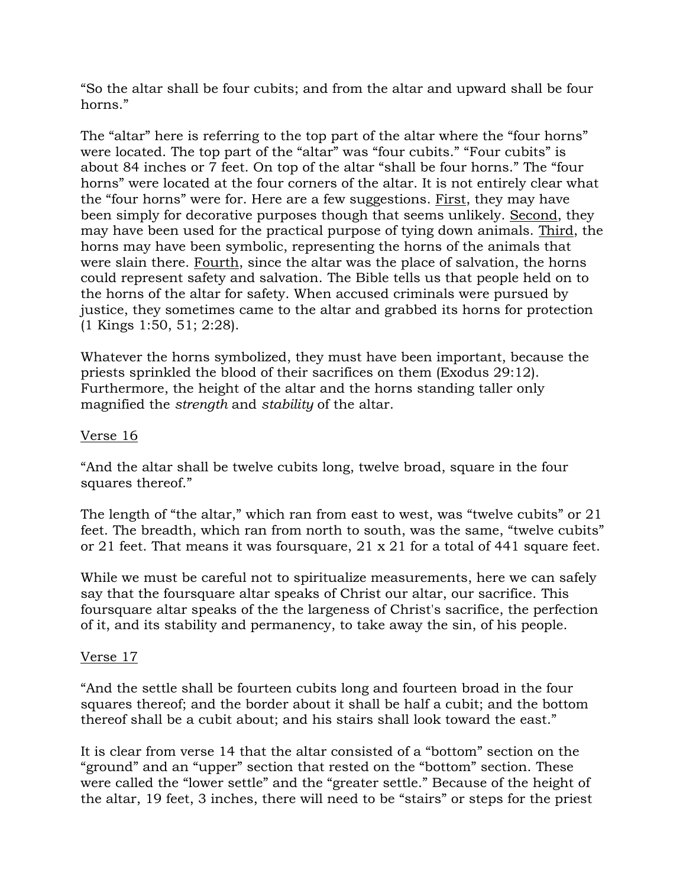"So the altar shall be four cubits; and from the altar and upward shall be four horns."

The "altar" here is referring to the top part of the altar where the "four horns" were located. The top part of the "altar" was "four cubits." "Four cubits" is about 84 inches or 7 feet. On top of the altar "shall be four horns." The "four horns" were located at the four corners of the altar. It is not entirely clear what the "four horns" were for. Here are a few suggestions. <u>First</u>, they may have been simply for decorative purposes though that seems unlikely. <u>Second</u>, they may have been used for the practical purpose of tying down animals. <u>Third</u>, the horns may have been symbolic, representing the horns of the animals that were slain there. <u>Fourth</u>, since the altar was the place of salvation, the horns could represent safety and salvation. The Bible tells us that people held on to the horns of the altar for safety. When accused criminals were pursued by justice, they sometimes came to the altar and grabbed its horns for protection (1 Kings 1:50, 51; 2:28).

Whatever the horns symbolized, they must have been important, because the priests sprinkled the blood of their sacrifices on them (Exodus 29:12). Furthermore, the height of the altar and the horns standing taller only magnified the *strength* and *stability* of the altar.

<u>Verse 16</u>

"And the altar shall be twelve cubits long, twelve broad, square in the four squares thereof."

The length of "the altar," which ran from east to west, was "twelve cubits" or 21 feet. The breadth, which ran from north to south, was the same, "twelve cubits" or 21 feet. That means it was foursquare, 21 x 21 for a total of 441 square feet.

While we must be careful not to spiritualize measurements, here we can safely say that the foursquare altar speaks of Christ our altar, our sacrifice. This foursquare altar speaks of the the largeness of Christ's sacrifice, the perfection of it, and its stability and permanency, to take away the sin, of his people.

<u>Verse 17</u>

"And the settle shall be fourteen cubits long and fourteen broad in the four squares thereof; and the border about it shall be half a cubit; and the bottom thereof shall be a cubit about; and his stairs shall look toward the east."

It is clear from verse 14 that the altar consisted of a "bottom" section on the "ground" and an "upper" section that rested on the "bottom" section. These were called the "lower settle" and the "greater settle." Because of the height of the altar, 19 feet, 3 inches, there will need to be "stairs" or steps for the priest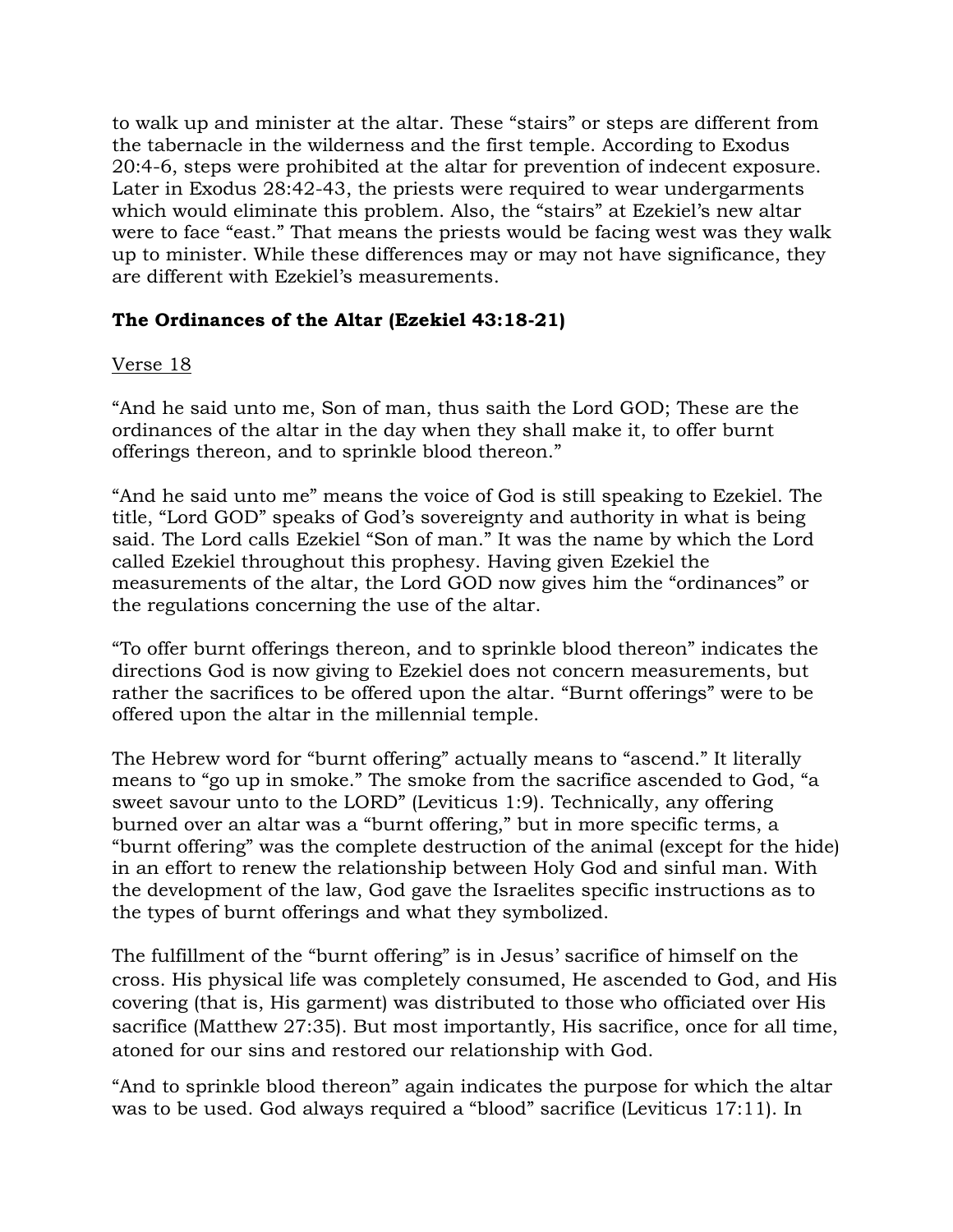to walk up and minister at the altar. These "stairs" or steps are different from the tabernacle in the wilderness and the first temple. According to Exodus 20:4-6, steps were prohibited at the altar for prevention of indecent exposure. Later in Exodus 28:42-43, the priests were required to wear undergarments which would eliminate this problem. Also, the "stairs" at Ezekiel's new altar were to face "east." That means the priests would be facing west was they walk up to minister. While these differences may or may not have significance, they are different with Ezekiel's measurements.

**The Ordinances of the Altar (Ezekiel 43:18-21)**

Verse 18

"And he said unto me, Son of man, thus saith the Lord GOD; These are the ordinances of the altar in the day when they shall make it, to offer burnt offerings thereon, and to sprinkle blood thereon."

"And he said unto me" means the voice of God is still speaking to Ezekiel. The title, "Lord GOD" speaks of God's sovereignty and authority in what is being said. The Lord calls Ezekiel "Son of man." It was the name by which the Lord called Ezekiel throughout this prophesy. Having given Ezekiel the measurements of the altar, the Lord GOD now gives him the "ordinances" or the regulations concerning the use of the altar.

"To offer burnt offerings thereon, and to sprinkle blood thereon" indicates the directions God is now giving to Ezekiel does not concern measurements, but rather the sacrifices to be offered upon the altar. "Burnt offerings" were to be offered upon the altar in the millennial temple.

The Hebrew word for "burnt offering" actually means to "ascend." It literally means to "go up in smoke." The smoke from the sacrifice ascended to God, "a sweet savour unto to the LORD" (Leviticus 1:9). Technically, any offering burned over an altar was a "burnt offering," but in more specific terms, a "burnt offering" was the complete destruction of the animal (except for the hide) in an effort to renew the relationship between Holy God and sinful man. With the development of the law, God gave the Israelites specific instructions as to the types of burnt offerings and what they symbolized.

The fulfillment of the "burnt offering" is in Jesus' sacrifice of himself on the cross. His physical life was completely consumed, He ascended to God, and His covering (that is, His garment) was distributed to those who officiated over His sacrifice (Matthew 27:35). But most importantly, His sacrifice, once for all time, atoned for our sins and restored our relationship with God.

"And to sprinkle blood thereon" again indicates the purpose for which the altar was to be used. God always required a "blood" sacrifice (Leviticus 17:11). In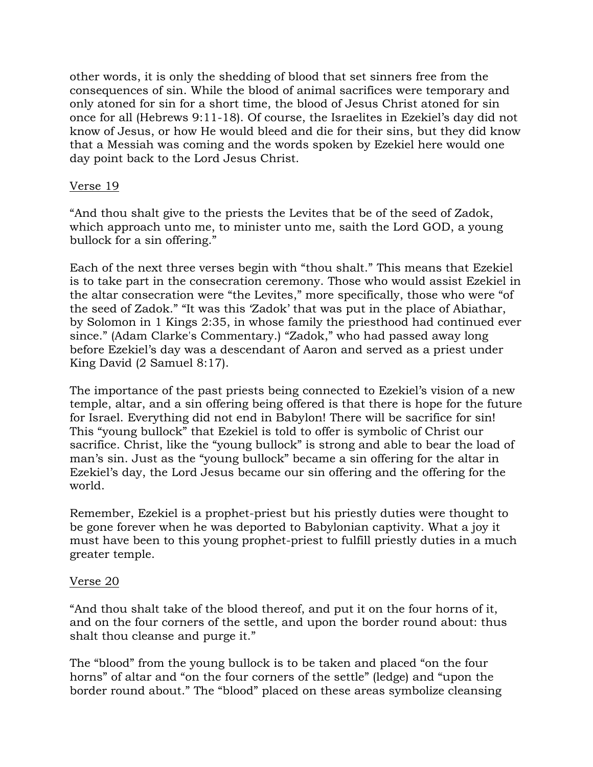other words, it is only the shedding of blood that set sinners free from the consequences of sin. While the blood of animal sacrifices were temporary and only atoned for sin for a short time, the blood of Jesus Christ atoned for sin once for all (Hebrews 9:11-18). Of course, the Israelites in Ezekiel's day did not know of Jesus, or how He would bleed and die for their sins, but they did know that a Messiah was coming and the words spoken by Ezekiel here would one day point back to the Lord Jesus Christ.

<u>Verse 19</u>

"And thou shalt give to the priests the Levites that be of the seed of Zadok, which approach unto me, to minister unto me, saith the Lord GOD, a young bullock for a sin offering."

Each of the next three verses begin with "thou shalt." This means that Ezekiel is to take part in the consecration ceremony. Those who would assist Ezekiel in the altar consecration were "the Levites," more specifically, those who were "of the seed of Zadok." "It was this 'Zadok' that was put in the place of Abiathar, by Solomon in 1 Kings 2:35, in whose family the priesthood had continued ever since." (Adam Clarke's Commentary.) "Zadok," who had passed away long before Ezekiel's day was a descendant of Aaron and served as a priest under King David (2 Samuel 8:17).

The importance of the past priests being connected to Ezekiel's vision of a new temple, altar, and a sin offering being offered is that there is hope for the future for Israel. Everything did not end in Babylon! There will be sacrifice for sin! This "young bullock" that Ezekiel is told to offer is symbolic of Christ our sacrifice. Christ, like the "young bullock" is strong and able to bear the load of man's sin. Just as the "young bullock" became a sin offering for the altar in Ezekiel's day, the Lord Jesus became our sin offering and the offering for the world.

Remember, Ezekiel is a prophet-priest but his priestly duties were thought to be gone forever when he was deported to Babylonian captivity. What a joy it must have been to this young prophet-priest to fulfill priestly duties in a much greater temple.

<u>Verse 20</u>

"And thou shalt take of the blood thereof, and put it on the four horns of it, and on the four corners of the settle, and upon the border round about: thus shalt thou cleanse and purge it."

The "blood" from the young bullock is to be taken and placed "on the four horns" of altar and "on the four corners of the settle" (ledge) and "upon the border round about." The "blood" placed on these areas symbolize cleansing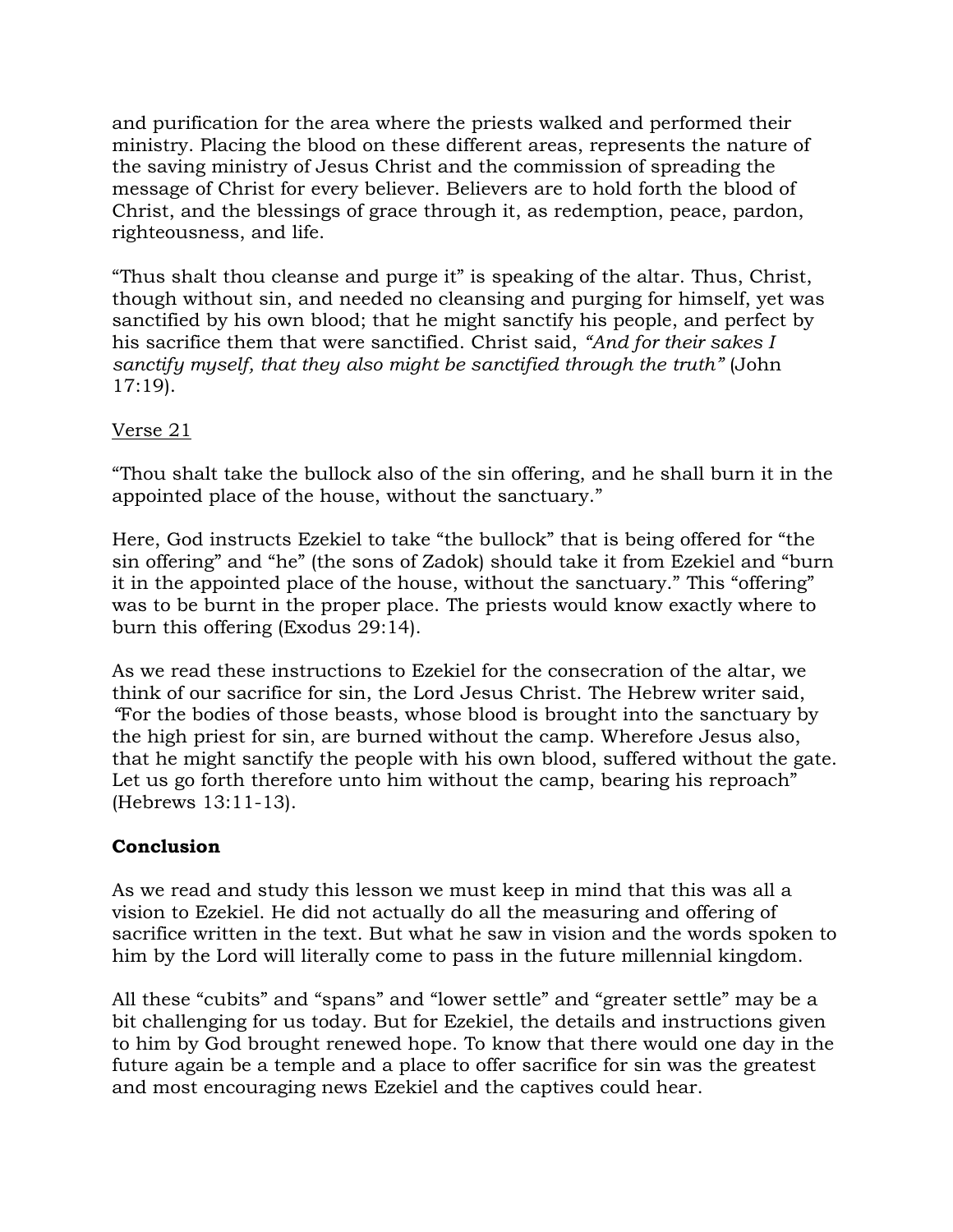and purification for the area where the priests walked and performed their ministry. Placing the blood on these different areas, represents the nature of the saving ministry of Jesus Christ and the commission of spreading the message of Christ for every believer. Believers are to hold forth the blood of Christ, and the blessings of grace through it, as redemption, peace, pardon, righteousness, and life.

"Thus shalt thou cleanse and purge it" is speaking of the altar. Thus, Christ, though without sin, and needed no cleansing and purging for himself, yet was sanctified by his own blood; that he might sanctify his people, and perfect by his sacrifice them that were sanctified. Christ said, *"And for their sakes I sanctify myself, that they also might be sanctified through the truth"* (John 17:19).

<u>Verse 21</u>

"Thou shalt take the bullock also of the sin offering, and he shall burn it in the appointed place of the house, without the sanctuary."

Here, God instructs Ezekiel to take "the bullock" that is being offered for "the sin offering" and "he" (the sons of Zadok) should take it from Ezekiel and "burn it in the appointed place of the house, without the sanctuary." This "offering" was to be burnt in the proper place. The priests would know exactly where to burn this offering (Exodus 29:14).

As we read these instructions to Ezekiel for the consecration of the altar, we think of our sacrifice for sin, the Lord Jesus Christ. The Hebrew writer said, *"*For the bodies of those beasts, whose blood is brought into the sanctuary by the high priest for sin, are burned without the camp. Wherefore Jesus also, that he might sanctify the people with his own blood, suffered without the gate. Let us go forth therefore unto him without the camp, bearing his reproach" (Hebrews 13:11-13).

**Conclusion**

As we read and study this lesson we must keep in mind that this was all a vision to Ezekiel. He did not actually do all the measuring and offering of sacrifice written in the text. But what he saw in vision and the words spoken to him by the Lord will literally come to pass in the future millennial kingdom.

All these "cubits" and "spans" and "lower settle" and "greater settle" may be a bit challenging for us today. But for Ezekiel, the details and instructions given to him by God brought renewed hope. To know that there would one day in the future again be a temple and a place to offer sacrifice for sin was the greatest and most encouraging news Ezekiel and the captives could hear.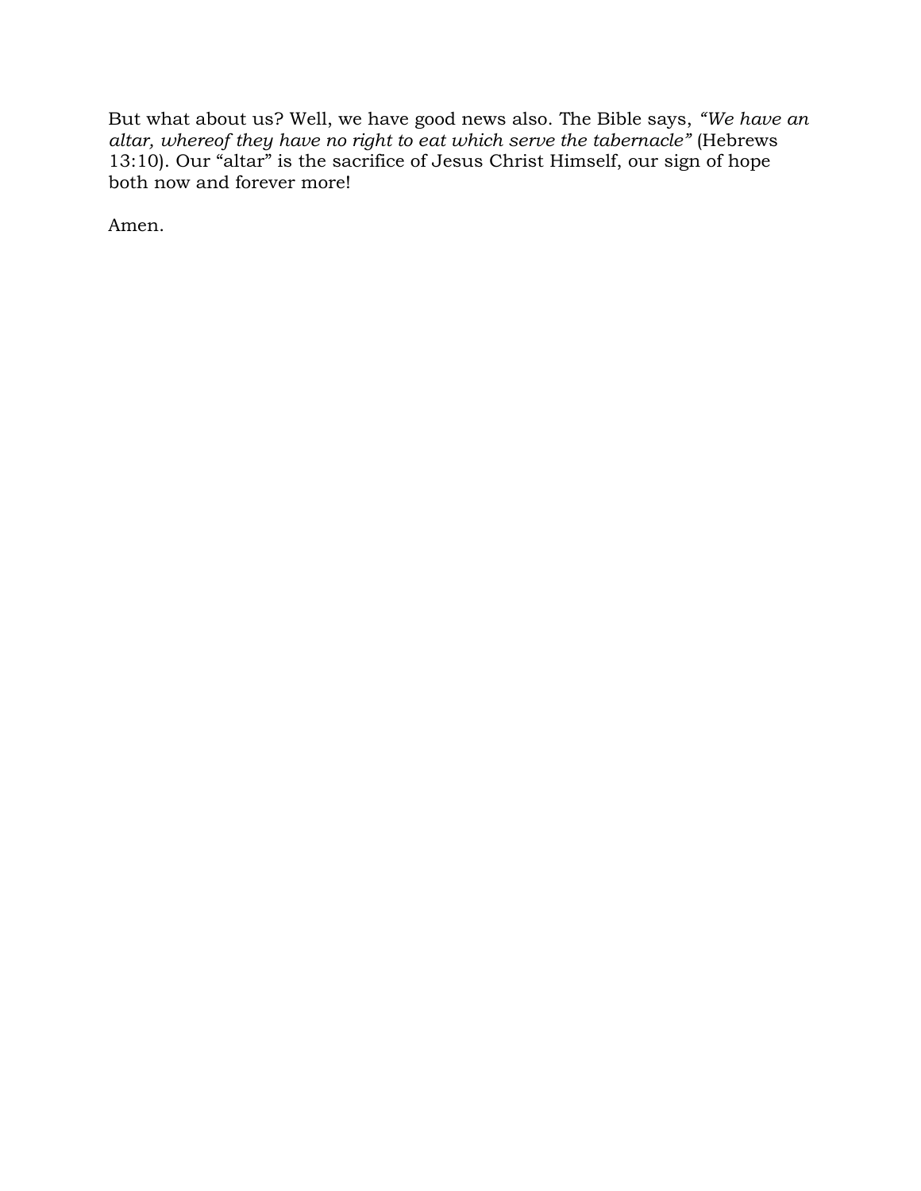But what about us? Well, we have good news also. The Bible says, *"We have an altar, whereof they have no right to eat which serve the tabernacle"* (Hebrews 13:10). Our "altar" is the sacrifice of Jesus Christ Himself, our sign of hope both now and forever more!

Amen.